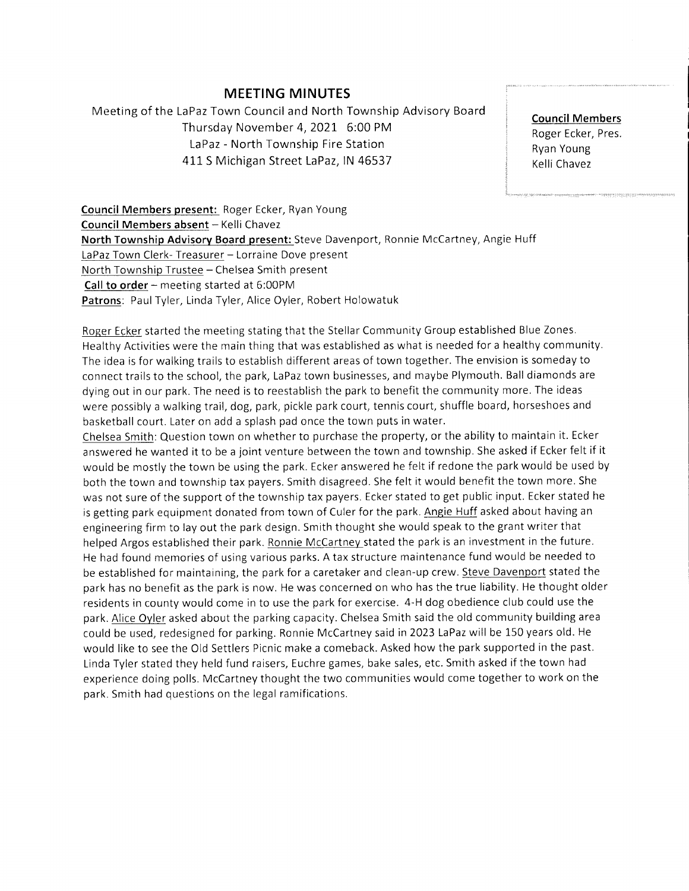## MEETING MINUTES

Meeting of the LaPaz Town Council and North Township Advisory Board
Thursday November 4, 2021 6:00 PM
LaPaz - North Township Fire Station
411 S Michigan Street LaPaz, IN 46537

**Council Members**
Roger Ecker, Pres.
Ryan Young
Kelli Chavez

**Council Members present:** Roger Ecker, Ryan Young
**Council Members absent** – Kelli Chavez
**North Township Advisory Board present:** Steve Davenport, Ronnie McCartney, Angie Huff
LaPaz Town Clerk- Treasurer – Lorraine Dove present
North Township Trustee – Chelsea Smith present
**Call to order** – meeting started at 6:00PM
**Patrons**: Paul Tyler, Linda Tyler, Alice Oyler, Robert Holowatuk

Roger Ecker started the meeting stating that the Stellar Community Group established Blue Zones. Healthy Activities were the main thing that was established as what is needed for a healthy community. The idea is for walking trails to establish different areas of town together. The envision is someday to connect trails to the school, the park, LaPaz town businesses, and maybe Plymouth. Ball diamonds are dying out in our park. The need is to reestablish the park to benefit the community more. The ideas were possibly a walking trail, dog, park, pickle park court, tennis court, shuffle board, horseshoes and basketball court. Later on add a splash pad once the town puts in water.

Chelsea Smith: Question town on whether to purchase the property, or the ability to maintain it. Ecker answered he wanted it to be a joint venture between the town and township. She asked if Ecker felt if it would be mostly the town be using the park. Ecker answered he felt if redone the park would be used by both the town and township tax payers. Smith disagreed. She felt it would benefit the town more. She was not sure of the support of the township tax payers. Ecker stated to get public input. Ecker stated he is getting park equipment donated from town of Culer for the park. Angie Huff asked about having an engineering firm to lay out the park design. Smith thought she would speak to the grant writer that helped Argos established their park. Ronnie McCartney stated the park is an investment in the future. He had found memories of using various parks. A tax structure maintenance fund would be needed to be established for maintaining, the park for a caretaker and clean-up crew. Steve Davenport stated the park has no benefit as the park is now. He was concerned on who has the true liability. He thought older residents in county would come in to use the park for exercise. 4-H dog obedience club could use the park. Alice Oyler asked about the parking capacity. Chelsea Smith said the old community building area could be used, redesigned for parking. Ronnie McCartney said in 2023 LaPaz will be 150 years old. He would like to see the Old Settlers Picnic make a comeback. Asked how the park supported in the past. Linda Tyler stated they held fund raisers, Euchre games, bake sales, etc. Smith asked if the town had experience doing polls. McCartney thought the two communities would come together to work on the park. Smith had questions on the legal ramifications.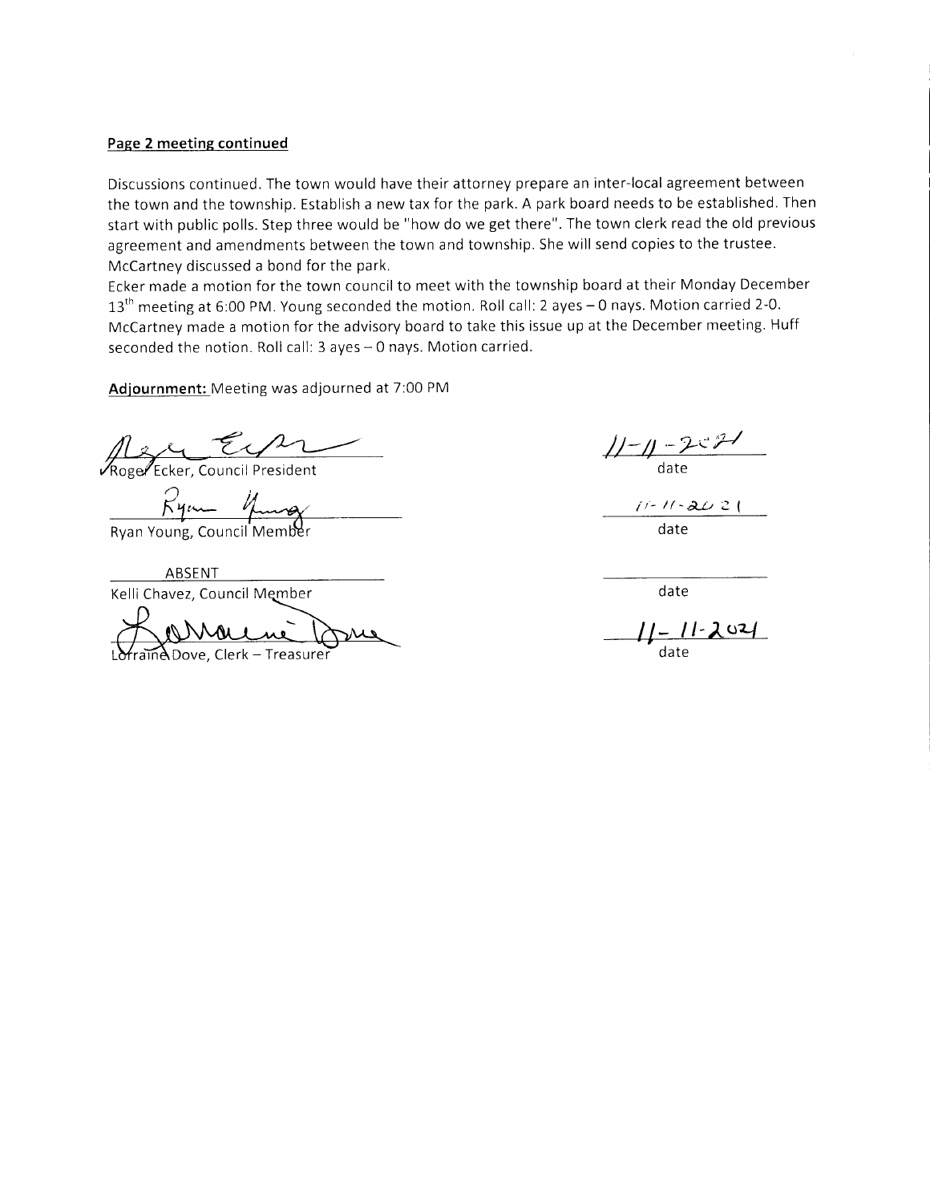**Page 2 meeting continued**

Discussions continued. The town would have their attorney prepare an inter-local agreement between the town and the township. Establish a new tax for the park. A park board needs to be established. Then start with public polls. Step three would be "how do we get there". The town clerk read the old previous agreement and amendments between the town and township. She will send copies to the trustee. McCartney discussed a bond for the park.

Ecker made a motion for the town council to meet with the township board at their Monday December 13th meeting at 6:00 PM. Young seconded the motion. Roll call: 2 ayes – 0 nays. Motion carried 2-0. McCartney made a motion for the advisory board to take this issue up at the December meeting. Huff seconded the notion. Roll call: 3 ayes – 0 nays. Motion carried.

**Adjournment:** Meeting was adjourned at 7:00 PM

| | |
|---|---|
| Roger Ecker, Council President | 11-11-2021 date |
| Ryan Young, Council Member | 11-11-2021 date |
| ABSENT Kelli Chavez, Council Member | date |
| Lorraine Dove, Clerk – Treasurer | 11-11-2021 date |